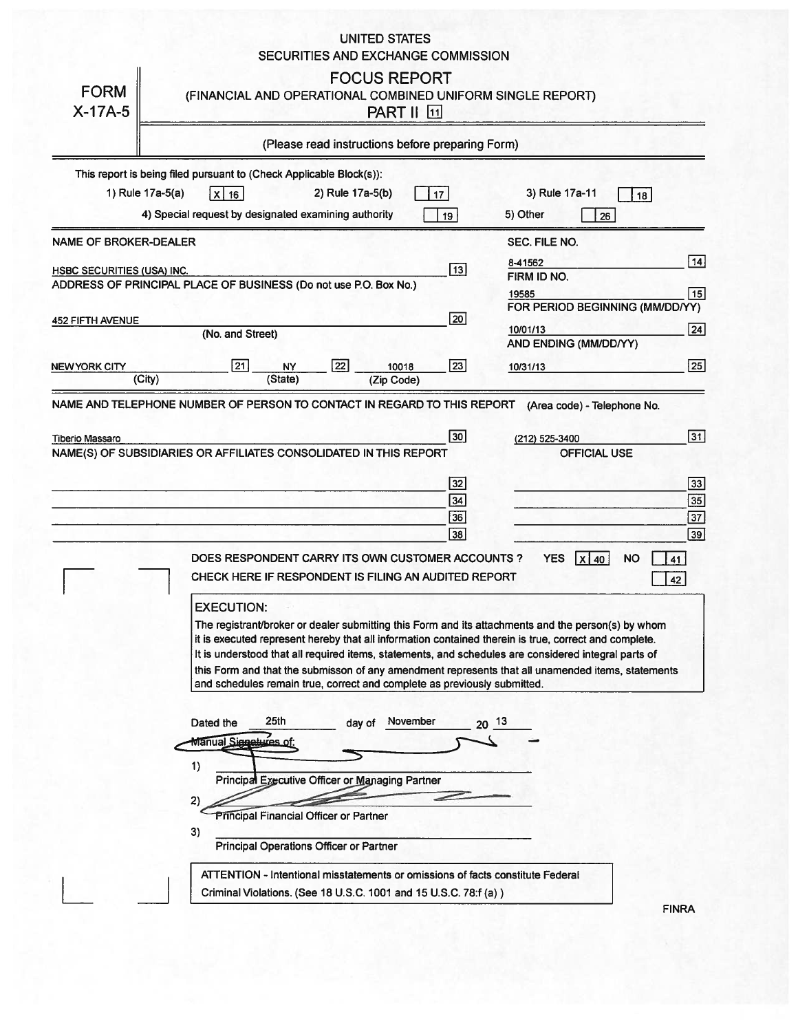UNITED STATES

SECURITIES AND EXCHANGE COMMISSION

# FORM X-17A-5

## FOCUS REPORT

(FINANCIAL AND OPERATIONAL COMBINED UNIFORM SINGLE REPORT)

PART II [11]

(Please read instructions before preparing Form)

This report is being filed pursuant to (Check Applicable Block(s)):

1) Rule 17a-5(a) [X] [16]    2) Rule 17a-5(b) [ ] [17]    3) Rule 17a-11 [ ] [18]

4) Special request by designated examining authority [ ] [19]    5) Other [ ] [26]

| | |
|---|---|
| NAME OF BROKER-DEALER | SEC. FILE NO. |
| HSBC SECURITIES (USA) INC. [13] | 8-41562 [14] |
| ADDRESS OF PRINCIPAL PLACE OF BUSINESS (Do not use P.O. Box No.) | FIRM ID NO. |
| | 19585 [15] |
| 452 FIFTH AVENUE [20] (No. and Street) | FOR PERIOD BEGINNING (MM/DD/YY) |
| | 10/01/13 [24] |
| NEW YORK CITY [21] (City) NY [22] (State) 10018 [23] (Zip Code) | AND ENDING (MM/DD/YY) |
| | 10/31/13 [25] |

NAME AND TELEPHONE NUMBER OF PERSON TO CONTACT IN REGARD TO THIS REPORT (Area code) - Telephone No.

Tiberio Massaro [30]    (212) 525-3400 [31]

| NAME(S) OF SUBSIDIARIES OR AFFILIATES CONSOLIDATED IN THIS REPORT | OFFICIAL USE |
|---|---|
| [32] | [33] |
| [34] | [35] |
| [36] | [37] |
| [38] | [39] |

DOES RESPONDENT CARRY ITS OWN CUSTOMER ACCOUNTS ? YES [X] [40] NO [ ] [41]

CHECK HERE IF RESPONDENT IS FILING AN AUDITED REPORT [ ] [42]

**EXECUTION:**

The registrant/broker or dealer submitting this Form and its attachments and the person(s) by whom it is executed represent hereby that all information contained therein is true, correct and complete. It is understood that all required items, statements, and schedules are considered integral parts of this Form and that the submisson of any amendment represents that all unamended items, statements and schedules remain true, correct and complete as previously submitted.

Dated the 25th day of November 20 13

Manual Signatures of:

1) ______________________
Principal Executive Officer or Managing Partner

2) ______________________
Principal Financial Officer or Partner

3) ______________________
Principal Operations Officer or Partner

ATTENTION - Intentional misstatements or omissions of facts constitute Federal Criminal Violations. (See 18 U.S.C. 1001 and 15 U.S.C. 78:f (a) )

FINRA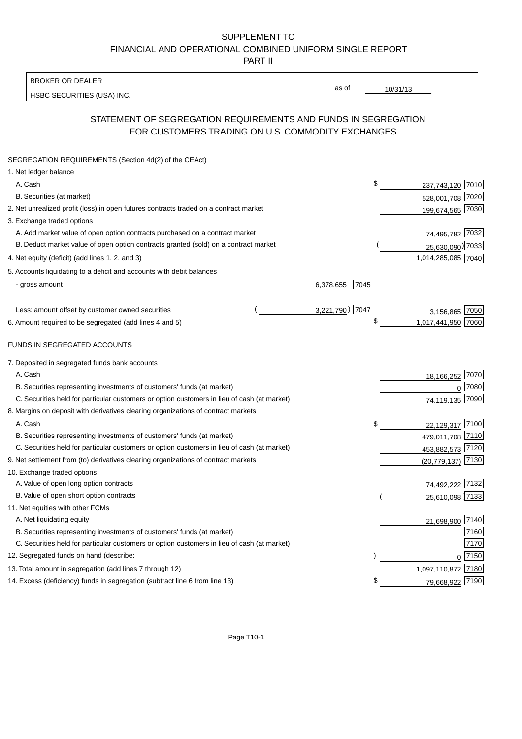# SUPPLEMENT TO
# FINANCIAL AND OPERATIONAL COMBINED UNIFORM SINGLE REPORT
# PART II

BROKER OR DEALER

HSBC SECURITIES (USA) INC.

as of 10/31/13

## STATEMENT OF SEGREGATION REQUIREMENTS AND FUNDS IN SEGREGATION FOR CUSTOMERS TRADING ON U.S. COMMODITY EXCHANGES

### SEGREGATION REQUIREMENTS (Section 4d(2) of the CEAct)

| Item | | | Amount | Code |
|---|---|---|---|---|
| 1. Net ledger balance | | | | |
| A. Cash | | | $ 237,743,120 | 7010 |
| B. Securities (at market) | | | 528,001,708 | 7020 |
| 2. Net unrealized profit (loss) in open futures contracts traded on a contract market | | | 199,674,565 | 7030 |
| 3. Exchange traded options | | | | |
| A. Add market value of open option contracts purchased on a contract market | | | 74,495,782 | 7032 |
| B. Deduct market value of open option contracts granted (sold) on a contract market | | | (25,630,090) | 7033 |
| 4. Net equity (deficit) (add lines 1, 2, and 3) | | | 1,014,285,085 | 7040 |
| 5. Accounts liquidating to a deficit and accounts with debit balances | | | | |
| - gross amount | 6,378,655 | 7045 | | |
| Less: amount offset by customer owned securities | (3,221,790) | 7047 | 3,156,865 | 7050 |
| 6. Amount required to be segregated (add lines 4 and 5) | | | $ 1,017,441,950 | 7060 |

### FUNDS IN SEGREGATED ACCOUNTS

| Item | Amount | Code |
|---|---|---|
| 7. Deposited in segregated funds bank accounts | | |
| A. Cash | 18,166,252 | 7070 |
| B. Securities representing investments of customers' funds (at market) | 0 | 7080 |
| C. Securities held for particular customers or option customers in lieu of cash (at market) | 74,119,135 | 7090 |
| 8. Margins on deposit with derivatives clearing organizations of contract markets | | |
| A. Cash | $ 22,129,317 | 7100 |
| B. Securities representing investments of customers' funds (at market) | 479,011,708 | 7110 |
| C. Securities held for particular customers or option customers in lieu of cash (at market) | 453,882,573 | 7120 |
| 9. Net settlement from (to) derivatives clearing organizations of contract markets | (20,779,137) | 7130 |
| 10. Exchange traded options | | |
| A. Value of open long option contracts | 74,492,222 | 7132 |
| B. Value of open short option contracts | (25,610,098) | 7133 |
| 11. Net equities with other FCMs | | |
| A. Net liquidating equity | 21,698,900 | 7140 |
| B. Securities representing investments of customers' funds (at market) | | 7160 |
| C. Securities held for particular customers or option customers in lieu of cash (at market) | | 7170 |
| 12. Segregated funds on hand (describe: ) | 0 | 7150 |
| 13. Total amount in segregation (add lines 7 through 12) | 1,097,110,872 | 7180 |
| 14. Excess (deficiency) funds in segregation (subtract line 6 from line 13) | $ 79,668,922 | 7190 |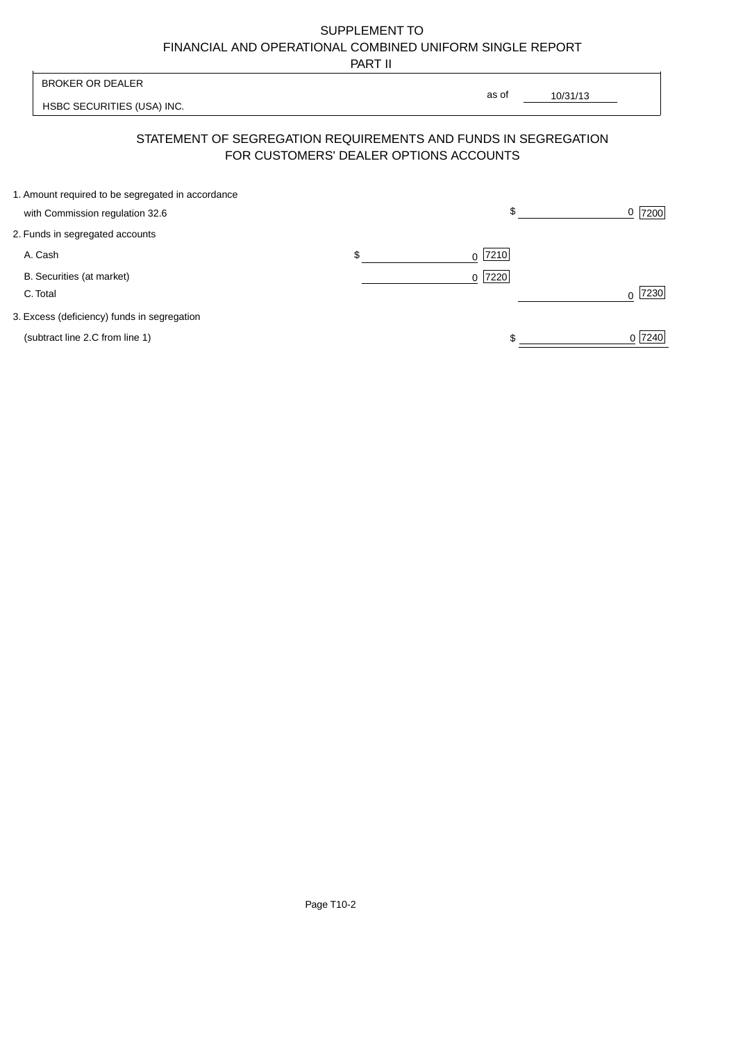# SUPPLEMENT TO
# FINANCIAL AND OPERATIONAL COMBINED UNIFORM SINGLE REPORT
## PART II

BROKER OR DEALER

HSBC SECURITIES (USA) INC.

as of 10/31/13

## STATEMENT OF SEGREGATION REQUIREMENTS AND FUNDS IN SEGREGATION FOR CUSTOMERS' DEALER OPTIONS ACCOUNTS

| | | |
|---|---|---|
| 1. Amount required to be segregated in accordance with Commission regulation 32.6 | | $ 0 [7200] |
| 2. Funds in segregated accounts | | |
| A. Cash | $ 0 [7210] | |
| B. Securities (at market) | 0 [7220] | |
| C. Total | | 0 [7230] |
| 3. Excess (deficiency) funds in segregation (subtract line 2.C from line 1) | | $ 0 [7240] |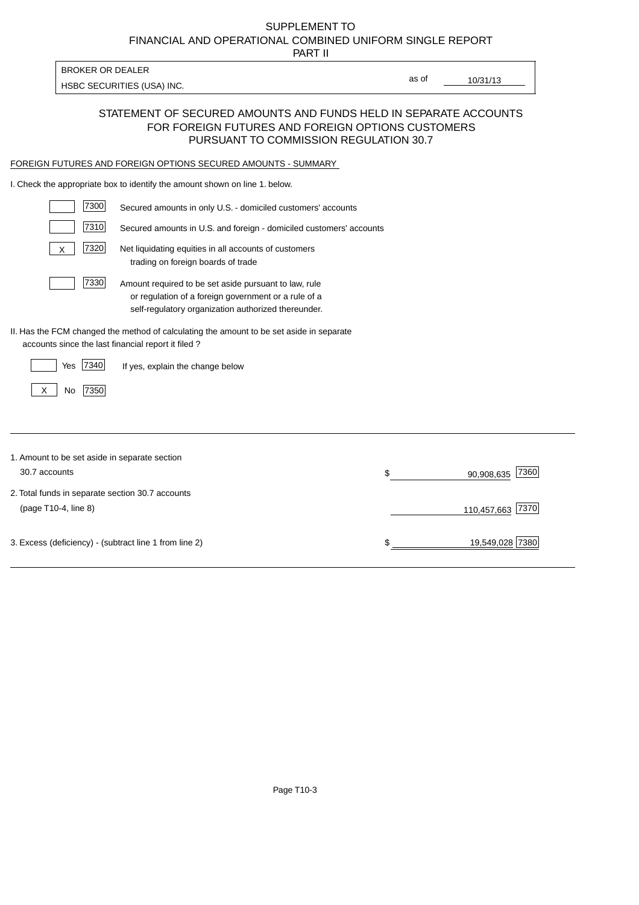SUPPLEMENT TO
FINANCIAL AND OPERATIONAL COMBINED UNIFORM SINGLE REPORT
PART II

BROKER OR DEALER
HSBC SECURITIES (USA) INC.

as of 10/31/13

## STATEMENT OF SECURED AMOUNTS AND FUNDS HELD IN SEPARATE ACCOUNTS FOR FOREIGN FUTURES AND FOREIGN OPTIONS CUSTOMERS PURSUANT TO COMMISSION REGULATION 30.7

FOREIGN FUTURES AND FOREIGN OPTIONS SECURED AMOUNTS - SUMMARY

I. Check the appropriate box to identify the amount shown on line 1. below.

| | | |
|---|---|---|
| | 7300 | Secured amounts in only U.S. - domiciled customers' accounts |
| | 7310 | Secured amounts in U.S. and foreign - domiciled customers' accounts |
| X | 7320 | Net liquidating equities in all accounts of customers trading on foreign boards of trade |
| | 7330 | Amount required to be set aside pursuant to law, rule or regulation of a foreign government or a rule of a self-regulatory organization authorized thereunder. |

II. Has the FCM changed the method of calculating the amount to be set aside in separate accounts since the last financial report it filed ?

| | | |
|---|---|---|
| | Yes 7340 | If yes, explain the change below |
| X | No 7350 | |

| | | |
|---|---|---|
| 1. Amount to be set aside in separate section 30.7 accounts | $ 90,908,635 | 7360 |
| 2. Total funds in separate section 30.7 accounts (page T10-4, line 8) | 110,457,663 | 7370 |
| 3. Excess (deficiency) - (subtract line 1 from line 2) | $ 19,549,028 | 7380 |

Page T10-3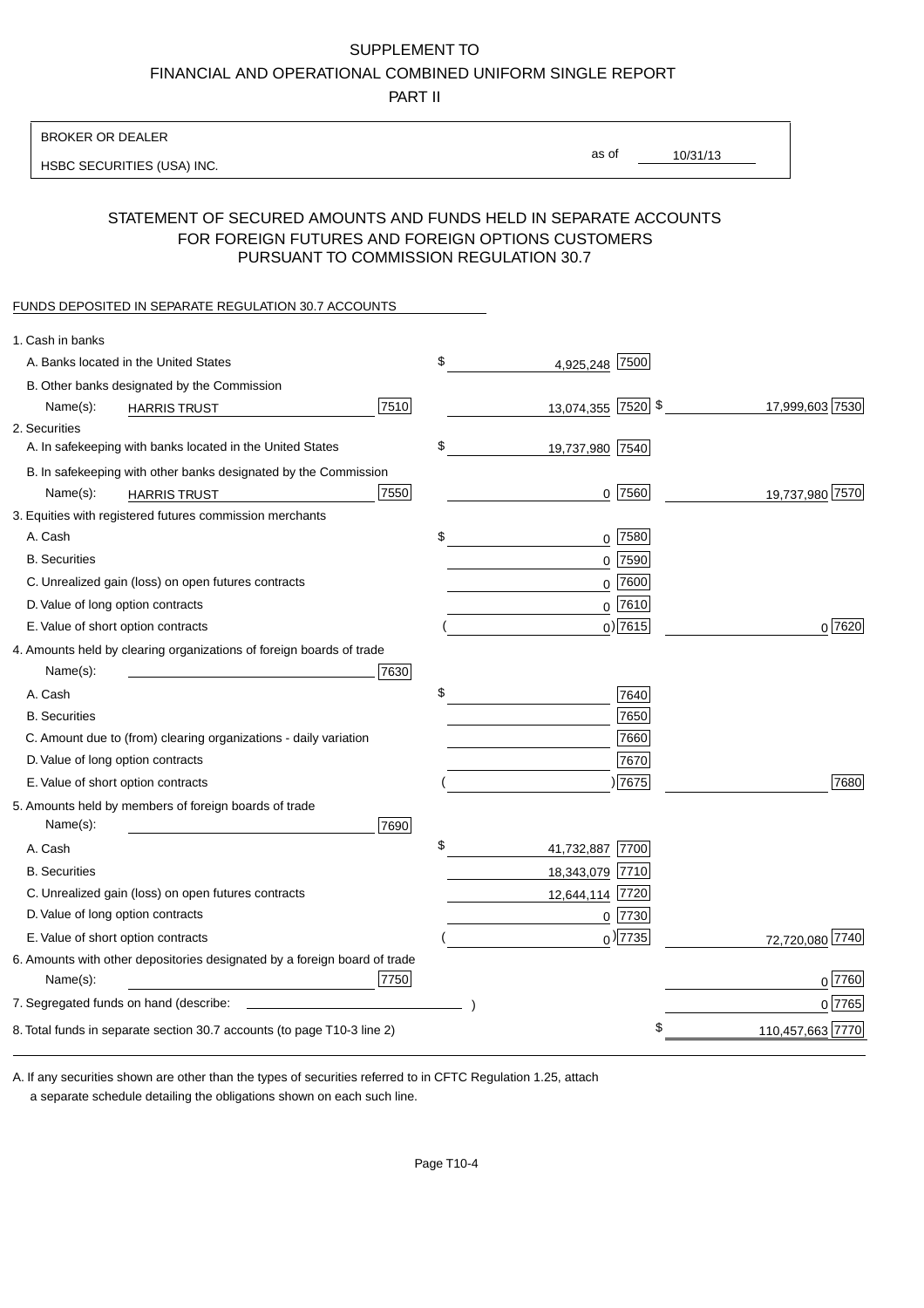SUPPLEMENT TO
FINANCIAL AND OPERATIONAL COMBINED UNIFORM SINGLE REPORT
PART II

| BROKER OR DEALER | |
|---|---|
| HSBC SECURITIES (USA) INC. | as of 10/31/13 |

## STATEMENT OF SECURED AMOUNTS AND FUNDS HELD IN SEPARATE ACCOUNTS FOR FOREIGN FUTURES AND FOREIGN OPTIONS CUSTOMERS PURSUANT TO COMMISSION REGULATION 30.7

FUNDS DEPOSITED IN SEPARATE REGULATION 30.7 ACCOUNTS

| Item | | | | | |
|---|---|---|---|---|---|
| 1. Cash in banks | | | | | |
| A. Banks located in the United States | | $ 4,925,248 | 7500 | | |
| B. Other banks designated by the Commission Name(s): HARRIS TRUST | 7510 | 13,074,355 | 7520 | $ 17,999,603 | 7530 |
| 2. Securities | | | | | |
| A. In safekeeping with banks located in the United States | | $ 19,737,980 | 7540 | | |
| B. In safekeeping with other banks designated by the Commission Name(s): HARRIS TRUST | 7550 | 0 | 7560 | 19,737,980 | 7570 |
| 3. Equities with registered futures commission merchants | | | | | |
| A. Cash | | $ 0 | 7580 | | |
| B. Securities | | 0 | 7590 | | |
| C. Unrealized gain (loss) on open futures contracts | | 0 | 7600 | | |
| D. Value of long option contracts | | 0 | 7610 | | |
| E. Value of short option contracts | | ( 0) | 7615 | 0 | 7620 |
| 4. Amounts held by clearing organizations of foreign boards of trade Name(s): | 7630 | | | | |
| A. Cash | | $ | 7640 | | |
| B. Securities | | | 7650 | | |
| C. Amount due to (from) clearing organizations - daily variation | | | 7660 | | |
| D. Value of long option contracts | | | 7670 | | |
| E. Value of short option contracts | | ( ) | 7675 | | 7680 |
| 5. Amounts held by members of foreign boards of trade Name(s): | 7690 | | | | |
| A. Cash | | $ 41,732,887 | 7700 | | |
| B. Securities | | 18,343,079 | 7710 | | |
| C. Unrealized gain (loss) on open futures contracts | | 12,644,114 | 7720 | | |
| D. Value of long option contracts | | 0 | 7730 | | |
| E. Value of short option contracts | | ( 0) | 7735 | 72,720,080 | 7740 |
| 6. Amounts with other depositories designated by a foreign board of trade Name(s): | 7750 | | | 0 | 7760 |
| 7. Segregated funds on hand (describe: ) | | | | 0 | 7765 |
| 8. Total funds in separate section 30.7 accounts (to page T10-3 line 2) | | | | $ 110,457,663 | 7770 |

A. If any securities shown are other than the types of securities referred to in CFTC Regulation 1.25, attach a separate schedule detailing the obligations shown on each such line.

Page T10-4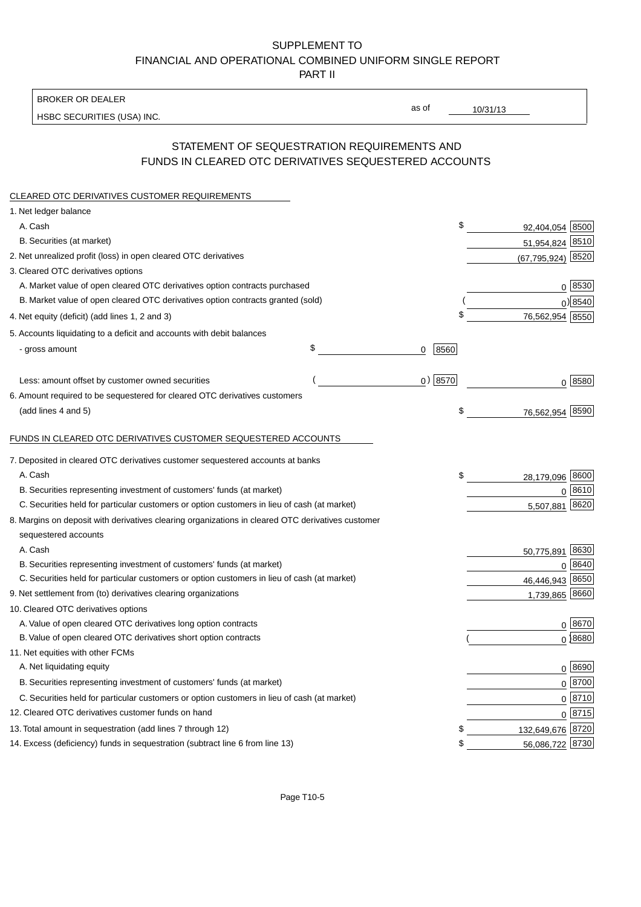SUPPLEMENT TO
FINANCIAL AND OPERATIONAL COMBINED UNIFORM SINGLE REPORT
PART II

| BROKER OR DEALER | | |
|---|---|---|
| HSBC SECURITIES (USA) INC. | as of | 10/31/13 |

## STATEMENT OF SEQUESTRATION REQUIREMENTS AND FUNDS IN CLEARED OTC DERIVATIVES SEQUESTERED ACCOUNTS

### CLEARED OTC DERIVATIVES CUSTOMER REQUIREMENTS

| | | | | |
|---|---|---|---|---|
| 1. Net ledger balance | | | | |
| A. Cash | | | $ 92,404,054 | 8500 |
| B. Securities (at market) | | | 51,954,824 | 8510 |
| 2. Net unrealized profit (loss) in open cleared OTC derivatives | | | (67,795,924) | 8520 |
| 3. Cleared OTC derivatives options | | | | |
| A. Market value of open cleared OTC derivatives option contracts purchased | | | 0 | 8530 |
| B. Market value of open cleared OTC derivatives option contracts granted (sold) | | | ( 0) | 8540 |
| 4. Net equity (deficit) (add lines 1, 2 and 3) | | | $ 76,562,954 | 8550 |
| 5. Accounts liquidating to a deficit and accounts with debit balances | | | | |
| - gross amount | $ 0 | 8560 | | |
| Less: amount offset by customer owned securities | ( 0) | 8570 | 0 | 8580 |
| 6. Amount required to be sequestered for cleared OTC derivatives customers (add lines 4 and 5) | | | $ 76,562,954 | 8590 |

### FUNDS IN CLEARED OTC DERIVATIVES CUSTOMER SEQUESTERED ACCOUNTS

| | | |
|---|---|---|
| 7. Deposited in cleared OTC derivatives customer sequestered accounts at banks | | |
| A. Cash | $ 28,179,096 | 8600 |
| B. Securities representing investment of customers' funds (at market) | 0 | 8610 |
| C. Securities held for particular customers or option customers in lieu of cash (at market) | 5,507,881 | 8620 |
| 8. Margins on deposit with derivatives clearing organizations in cleared OTC derivatives customer sequestered accounts | | |
| A. Cash | 50,775,891 | 8630 |
| B. Securities representing investment of customers' funds (at market) | 0 | 8640 |
| C. Securities held for particular customers or option customers in lieu of cash (at market) | 46,446,943 | 8650 |
| 9. Net settlement from (to) derivatives clearing organizations | 1,739,865 | 8660 |
| 10. Cleared OTC derivatives options | | |
| A. Value of open cleared OTC derivatives long option contracts | 0 | 8670 |
| B. Value of open cleared OTC derivatives short option contracts | ( 0) | 8680 |
| 11. Net equities with other FCMs | | |
| A. Net liquidating equity | 0 | 8690 |
| B. Securities representing investment of customers' funds (at market) | 0 | 8700 |
| C. Securities held for particular customers or option customers in lieu of cash (at market) | 0 | 8710 |
| 12. Cleared OTC derivatives customer funds on hand | 0 | 8715 |
| 13. Total amount in sequestration (add lines 7 through 12) | $ 132,649,676 | 8720 |
| 14. Excess (deficiency) funds in sequestration (subtract line 6 from line 13) | $ 56,086,722 | 8730 |

Page T10-5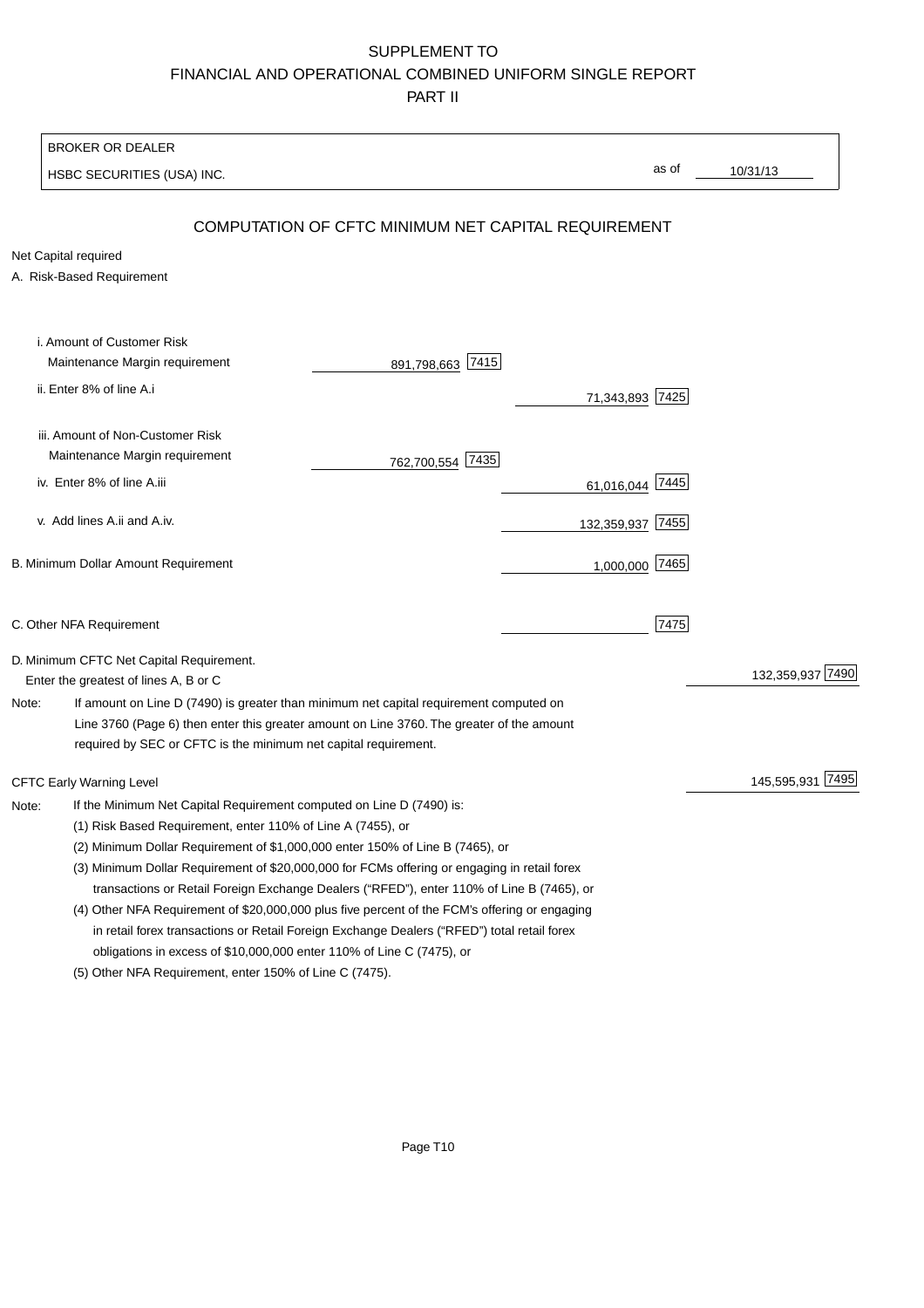# SUPPLEMENT TO
# FINANCIAL AND OPERATIONAL COMBINED UNIFORM SINGLE REPORT
## PART II

BROKER OR DEALER

HSBC SECURITIES (USA) INC. as of 10/31/13

## COMPUTATION OF CFTC MINIMUM NET CAPITAL REQUIREMENT

Net Capital required

A. Risk-Based Requirement

| | | | |
|---|---|---|---|
| i. Amount of Customer Risk Maintenance Margin requirement | 891,798,663 [7415] | | |
| ii. Enter 8% of line A.i | | 71,343,893 [7425] | |
| iii. Amount of Non-Customer Risk Maintenance Margin requirement | 762,700,554 [7435] | | |
| iv. Enter 8% of line A.iii | | 61,016,044 [7445] | |
| v. Add lines A.ii and A.iv. | | 132,359,937 [7455] | |
| B. Minimum Dollar Amount Requirement | | 1,000,000 [7465] | |
| C. Other NFA Requirement | | [7475] | |
| D. Minimum CFTC Net Capital Requirement. Enter the greatest of lines A, B or C | | | 132,359,937 [7490] |

Note: If amount on Line D (7490) is greater than minimum net capital requirement computed on Line 3760 (Page 6) then enter this greater amount on Line 3760. The greater of the amount required by SEC or CFTC is the minimum net capital requirement.

CFTC Early Warning Level 145,595,931 [7495]

Note: If the Minimum Net Capital Requirement computed on Line D (7490) is:

(1) Risk Based Requirement, enter 110% of Line A (7455), or

(2) Minimum Dollar Requirement of $1,000,000 enter 150% of Line B (7465), or

(3) Minimum Dollar Requirement of $20,000,000 for FCMs offering or engaging in retail forex transactions or Retail Foreign Exchange Dealers ("RFED"), enter 110% of Line B (7465), or

(4) Other NFA Requirement of $20,000,000 plus five percent of the FCM's offering or engaging in retail forex transactions or Retail Foreign Exchange Dealers ("RFED") total retail forex obligations in excess of $10,000,000 enter 110% of Line C (7475), or

(5) Other NFA Requirement, enter 150% of Line C (7475).